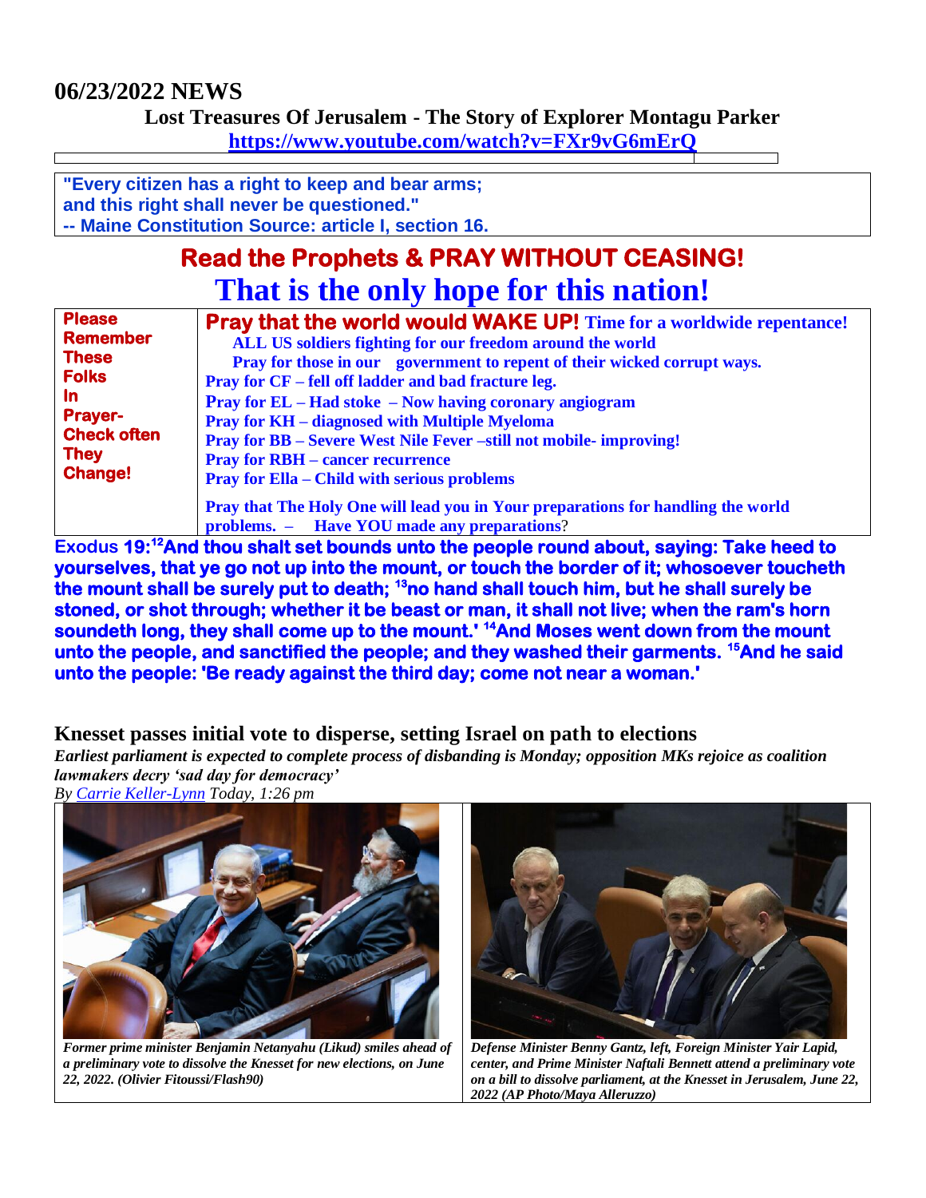## 06/23/2022 NEWS

**Lost Treasures Of Jerusalem - The Story of Explorer Montagu Parker**
**https://www.youtube.com/watch?v=FXr9vG6mErQ**

**"Every citizen has a right to keep and bear arms;**
**and this right shall never be questioned."**
**-- Maine Constitution Source: article I, section 16.**

## Read the Prophets & PRAY WITHOUT CEASING!
## That is the only hope for this nation!

| **Please Remember These Folks In Prayer- Check often They Change!** | **Pray that the world would WAKE UP! Time for a worldwide repentance!**<br>**ALL US soldiers fighting for our freedom around the world**<br>**Pray for those in our government to repent of their wicked corrupt ways.**<br>**Pray for CF – fell off ladder and bad fracture leg.**<br>**Pray for EL – Had stoke – Now having coronary angiogram**<br>**Pray for KH – diagnosed with Multiple Myeloma**<br>**Pray for BB – Severe West Nile Fever –still not mobile- improving!**<br>**Pray for RBH – cancer recurrence**<br>**Pray for Ella – Child with serious problems**<br>**Pray that The Holy One will lead you in Your preparations for handling the world problems. – Have YOU made any preparations?** |
|---|---|

Exodus **19:[12]And thou shalt set bounds unto the people round about, saying: Take heed to yourselves, that ye go not up into the mount, or touch the border of it; whosoever toucheth the mount shall be surely put to death; [13]no hand shall touch him, but he shall surely be stoned, or shot through; whether it be beast or man, it shall not live; when the ram's horn soundeth long, they shall come up to the mount.' [14]And Moses went down from the mount unto the people, and sanctified the people; and they washed their garments. [15]And he said unto the people: 'Be ready against the third day; come not near a woman.'**

## Knesset passes initial vote to disperse, setting Israel on path to elections

*Earliest parliament is expected to complete process of disbanding is Monday; opposition MKs rejoice as coalition lawmakers decry 'sad day for democracy'*

*By Carrie Keller-Lynn Today, 1:26 pm*

*Former prime minister Benjamin Netanyahu (Likud) smiles ahead of a preliminary vote to dissolve the Knesset for new elections, on June 22, 2022. (Olivier Fitoussi/Flash90)*

*Defense Minister Benny Gantz, left, Foreign Minister Yair Lapid, center, and Prime Minister Naftali Bennett attend a preliminary vote on a bill to dissolve parliament, at the Knesset in Jerusalem, June 22, 2022 (AP Photo/Maya Alleruzzo)*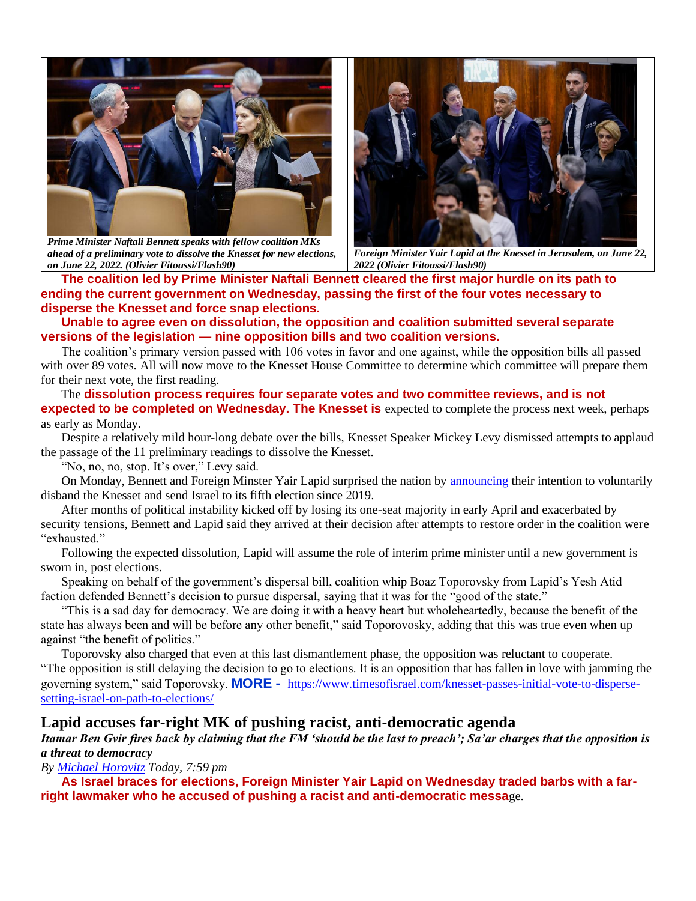*Prime Minister Naftali Bennett speaks with fellow coalition MKs ahead of a preliminary vote to dissolve the Knesset for new elections, on June 22, 2022. (Olivier Fitoussi/Flash90)*

*Foreign Minister Yair Lapid at the Knesset in Jerusalem, on June 22, 2022 (Olivier Fitoussi/Flash90)*

**The coalition led by Prime Minister Naftali Bennett cleared the first major hurdle on its path to ending the current government on Wednesday, passing the first of the four votes necessary to disperse the Knesset and force snap elections.**

**Unable to agree even on dissolution, the opposition and coalition submitted several separate versions of the legislation — nine opposition bills and two coalition versions.**

The coalition's primary version passed with 106 votes in favor and one against, while the opposition bills all passed with over 89 votes. All will now move to the Knesset House Committee to determine which committee will prepare them for their next vote, the first reading.

The **dissolution process requires four separate votes and two committee reviews, and is not expected to be completed on Wednesday. The Knesset is** expected to complete the process next week, perhaps as early as Monday.

Despite a relatively mild hour-long debate over the bills, Knesset Speaker Mickey Levy dismissed attempts to applaud the passage of the 11 preliminary readings to dissolve the Knesset.

"No, no, no, stop. It's over," Levy said.

On Monday, Bennett and Foreign Minster Yair Lapid surprised the nation by announcing their intention to voluntarily disband the Knesset and send Israel to its fifth election since 2019.

After months of political instability kicked off by losing its one-seat majority in early April and exacerbated by security tensions, Bennett and Lapid said they arrived at their decision after attempts to restore order in the coalition were "exhausted."

Following the expected dissolution, Lapid will assume the role of interim prime minister until a new government is sworn in, post elections.

Speaking on behalf of the government's dispersal bill, coalition whip Boaz Toporovsky from Lapid's Yesh Atid faction defended Bennett's decision to pursue dispersal, saying that it was for the "good of the state."

"This is a sad day for democracy. We are doing it with a heavy heart but wholeheartedly, because the benefit of the state has always been and will be before any other benefit," said Toporovsky, adding that this was true even when up against "the benefit of politics."

Toporovsky also charged that even at this last dismantlement phase, the opposition was reluctant to cooperate. "The opposition is still delaying the decision to go to elections. It is an opposition that has fallen in love with jamming the governing system," said Toporovsky. **MORE -** https://www.timesofisrael.com/knesset-passes-initial-vote-to-disperse-setting-israel-on-path-to-elections/

## Lapid accuses far-right MK of pushing racist, anti-democratic agenda

***Itamar Ben Gvir fires back by claiming that the FM 'should be the last to preach'; Sa'ar charges that the opposition is a threat to democracy***

*By Michael Horovitz Today, 7:59 pm*

**As Israel braces for elections, Foreign Minister Yair Lapid on Wednesday traded barbs with a far-right lawmaker who he accused of pushing a racist and anti-democratic messa**ge.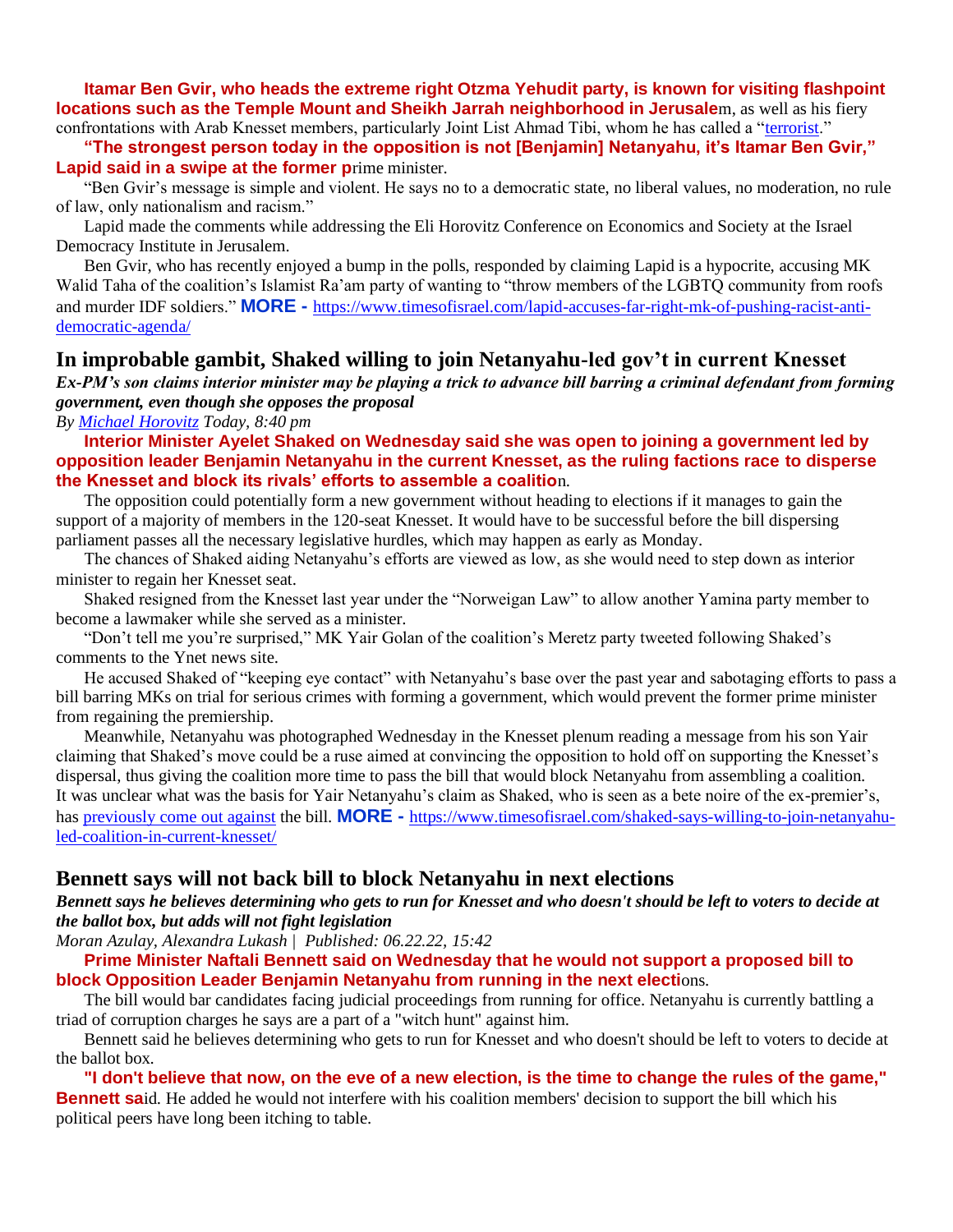**Itamar Ben Gvir, who heads the extreme right Otzma Yehudit party, is known for visiting flashpoint locations such as the Temple Mount and Sheikh Jarrah neighborhood in Jerusale**m, as well as his fiery confrontations with Arab Knesset members, particularly Joint List Ahmad Tibi, whom he has called a "terrorist."

**"The strongest person today in the opposition is not [Benjamin] Netanyahu, it's Itamar Ben Gvir," Lapid said in a swipe at the former p**rime minister.

"Ben Gvir's message is simple and violent. He says no to a democratic state, no liberal values, no moderation, no rule of law, only nationalism and racism."

Lapid made the comments while addressing the Eli Horovitz Conference on Economics and Society at the Israel Democracy Institute in Jerusalem.

Ben Gvir, who has recently enjoyed a bump in the polls, responded by claiming Lapid is a hypocrite, accusing MK Walid Taha of the coalition's Islamist Ra'am party of wanting to "throw members of the LGBTQ community from roofs and murder IDF soldiers." **MORE -** https://www.timesofisrael.com/lapid-accuses-far-right-mk-of-pushing-racist-anti-democratic-agenda/

## In improbable gambit, Shaked willing to join Netanyahu-led gov't in current Knesset

***Ex-PM's son claims interior minister may be playing a trick to advance bill barring a criminal defendant from forming government, even though she opposes the proposal***

*By Michael Horovitz Today, 8:40 pm*

**Interior Minister Ayelet Shaked on Wednesday said she was open to joining a government led by opposition leader Benjamin Netanyahu in the current Knesset, as the ruling factions race to disperse the Knesset and block its rivals' efforts to assemble a coalitio**n.

The opposition could potentially form a new government without heading to elections if it manages to gain the support of a majority of members in the 120-seat Knesset. It would have to be successful before the bill dispersing parliament passes all the necessary legislative hurdles, which may happen as early as Monday.

The chances of Shaked aiding Netanyahu's efforts are viewed as low, as she would need to step down as interior minister to regain her Knesset seat.

Shaked resigned from the Knesset last year under the "Norweigan Law" to allow another Yamina party member to become a lawmaker while she served as a minister.

"Don't tell me you're surprised," MK Yair Golan of the coalition's Meretz party tweeted following Shaked's comments to the Ynet news site.

He accused Shaked of "keeping eye contact" with Netanyahu's base over the past year and sabotaging efforts to pass a bill barring MKs on trial for serious crimes with forming a government, which would prevent the former prime minister from regaining the premiership.

Meanwhile, Netanyahu was photographed Wednesday in the Knesset plenum reading a message from his son Yair claiming that Shaked's move could be a ruse aimed at convincing the opposition to hold off on supporting the Knesset's dispersal, thus giving the coalition more time to pass the bill that would block Netanyahu from assembling a coalition. It was unclear what was the basis for Yair Netanyahu's claim as Shaked, who is seen as a bete noire of the ex-premier's, has previously come out against the bill. **MORE -** https://www.timesofisrael.com/shaked-says-willing-to-join-netanyahu-led-coalition-in-current-knesset/

## Bennett says will not back bill to block Netanyahu in next elections

***Bennett says he believes determining who gets to run for Knesset and who doesn't should be left to voters to decide at the ballot box, but adds will not fight legislation***

*Moran Azulay, Alexandra Lukash | Published: 06.22.22, 15:42*

**Prime Minister Naftali Bennett said on Wednesday that he would not support a proposed bill to block Opposition Leader Benjamin Netanyahu from running in the next electi**ons.

The bill would bar candidates facing judicial proceedings from running for office. Netanyahu is currently battling a triad of corruption charges he says are a part of a "witch hunt" against him.

Bennett said he believes determining who gets to run for Knesset and who doesn't should be left to voters to decide at the ballot box.

**"I don't believe that now, on the eve of a new election, is the time to change the rules of the game," Bennett sa**id. He added he would not interfere with his coalition members' decision to support the bill which his political peers have long been itching to table.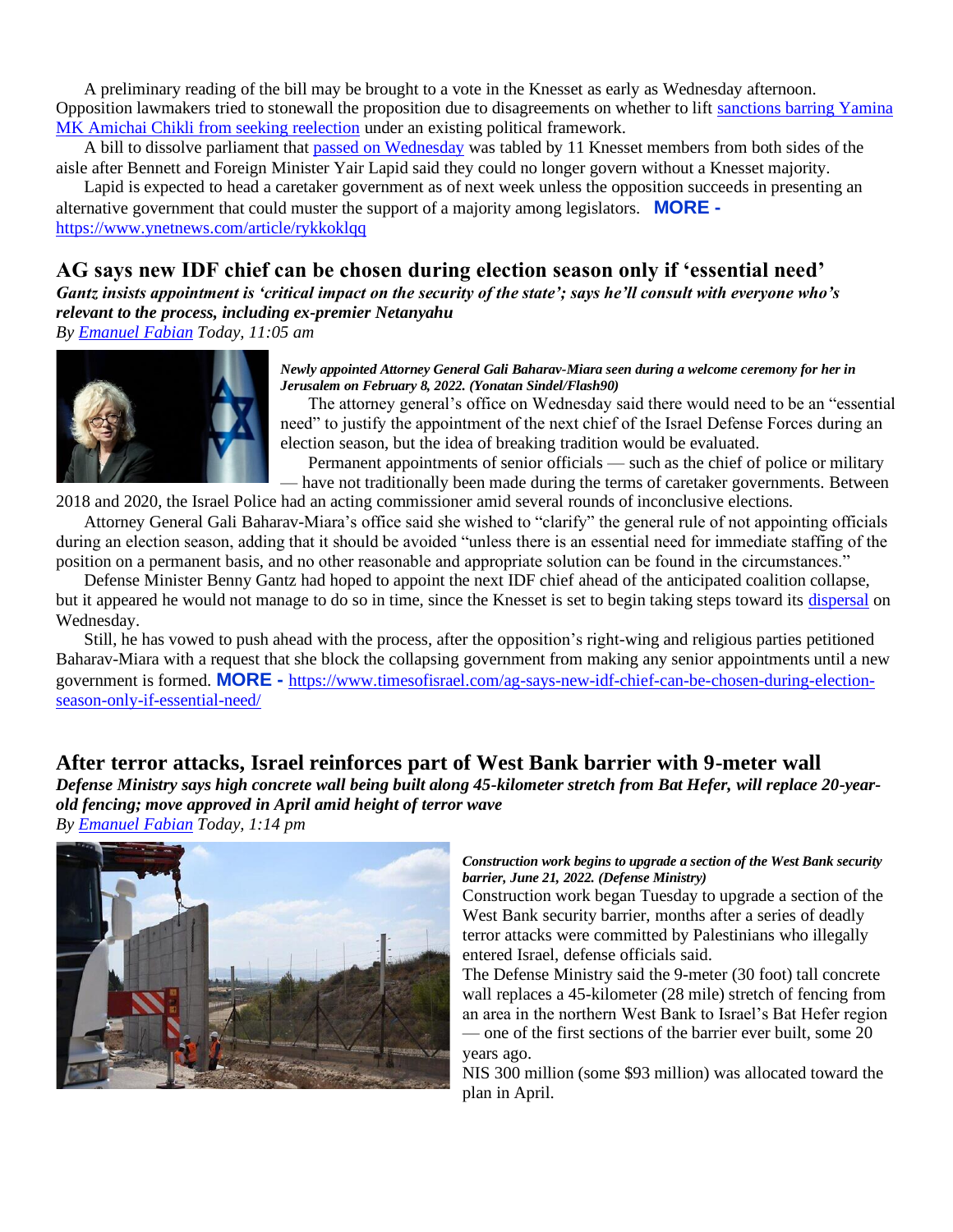A preliminary reading of the bill may be brought to a vote in the Knesset as early as Wednesday afternoon. Opposition lawmakers tried to stonewall the proposition due to disagreements on whether to lift sanctions barring Yamina MK Amichai Chikli from seeking reelection under an existing political framework.

A bill to dissolve parliament that passed on Wednesday was tabled by 11 Knesset members from both sides of the aisle after Bennett and Foreign Minister Yair Lapid said they could no longer govern without a Knesset majority.

Lapid is expected to head a caretaker government as of next week unless the opposition succeeds in presenting an alternative government that could muster the support of a majority among legislators. **MORE -** https://www.ynetnews.com/article/rykkoklqq

## AG says new IDF chief can be chosen during election season only if 'essential need'

***Gantz insists appointment is 'critical impact on the security of the state'; says he'll consult with everyone who's relevant to the process, including ex-premier Netanyahu***

*By Emanuel Fabian Today, 11:05 am*

***Newly appointed Attorney General Gali Baharav-Miara seen during a welcome ceremony for her in Jerusalem on February 8, 2022. (Yonatan Sindel/Flash90)***

The attorney general's office on Wednesday said there would need to be an "essential need" to justify the appointment of the next chief of the Israel Defense Forces during an election season, but the idea of breaking tradition would be evaluated.

Permanent appointments of senior officials — such as the chief of police or military — have not traditionally been made during the terms of caretaker governments. Between 2018 and 2020, the Israel Police had an acting commissioner amid several rounds of inconclusive elections.

Attorney General Gali Baharav-Miara's office said she wished to "clarify" the general rule of not appointing officials during an election season, adding that it should be avoided "unless there is an essential need for immediate staffing of the position on a permanent basis, and no other reasonable and appropriate solution can be found in the circumstances."

Defense Minister Benny Gantz had hoped to appoint the next IDF chief ahead of the anticipated coalition collapse, but it appeared he would not manage to do so in time, since the Knesset is set to begin taking steps toward its dispersal on Wednesday.

Still, he has vowed to push ahead with the process, after the opposition's right-wing and religious parties petitioned Baharav-Miara with a request that she block the collapsing government from making any senior appointments until a new government is formed. **MORE -** https://www.timesofisrael.com/ag-says-new-idf-chief-can-be-chosen-during-election-season-only-if-essential-need/

## After terror attacks, Israel reinforces part of West Bank barrier with 9-meter wall

***Defense Ministry says high concrete wall being built along 45-kilometer stretch from Bat Hefer, will replace 20-year-old fencing; move approved in April amid height of terror wave***

*By Emanuel Fabian Today, 1:14 pm*

***Construction work begins to upgrade a section of the West Bank security barrier, June 21, 2022. (Defense Ministry)***

Construction work began Tuesday to upgrade a section of the West Bank security barrier, months after a series of deadly terror attacks were committed by Palestinians who illegally entered Israel, defense officials said.

The Defense Ministry said the 9-meter (30 foot) tall concrete wall replaces a 45-kilometer (28 mile) stretch of fencing from an area in the northern West Bank to Israel's Bat Hefer region — one of the first sections of the barrier ever built, some 20 years ago.

NIS 300 million (some $93 million) was allocated toward the plan in April.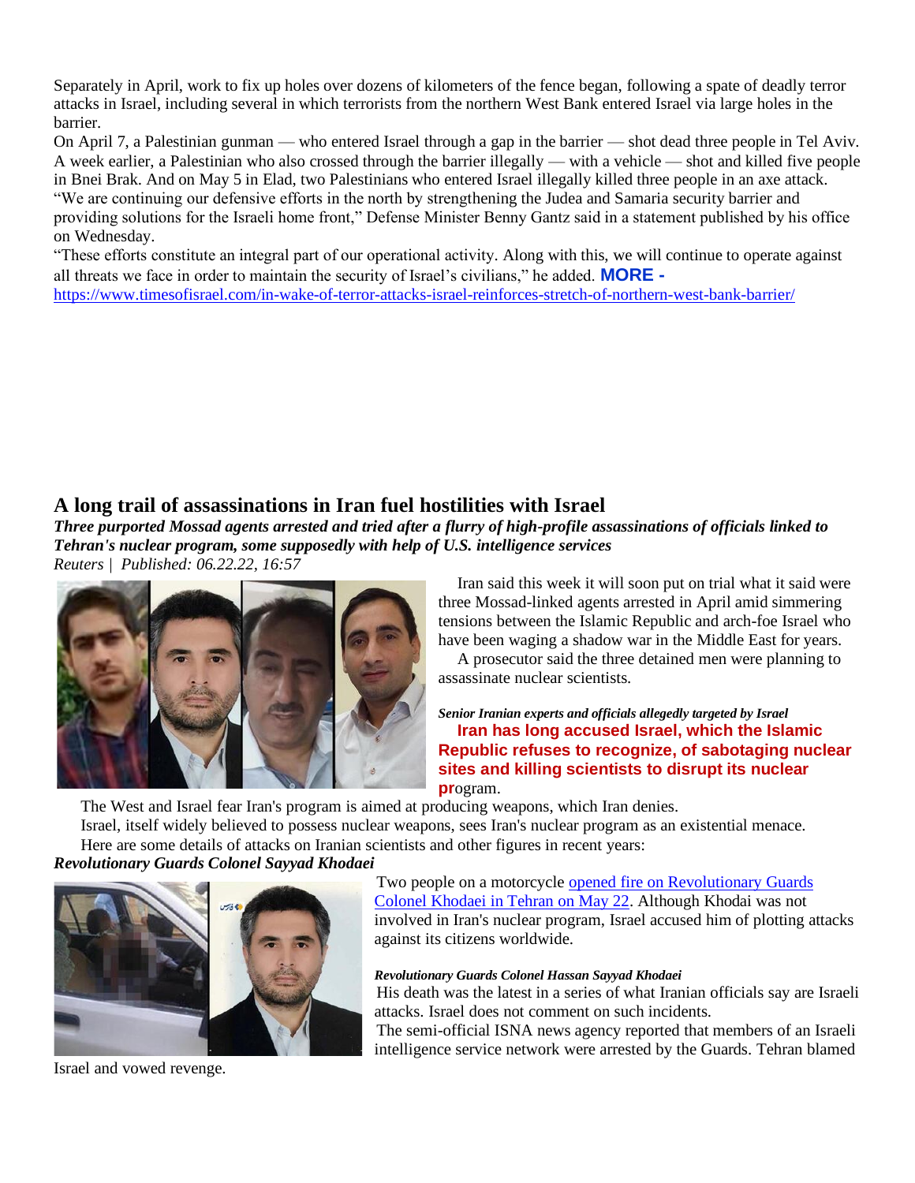Separately in April, work to fix up holes over dozens of kilometers of the fence began, following a spate of deadly terror attacks in Israel, including several in which terrorists from the northern West Bank entered Israel via large holes in the barrier.

On April 7, a Palestinian gunman — who entered Israel through a gap in the barrier — shot dead three people in Tel Aviv. A week earlier, a Palestinian who also crossed through the barrier illegally — with a vehicle — shot and killed five people in Bnei Brak. And on May 5 in Elad, two Palestinians who entered Israel illegally killed three people in an axe attack.

"We are continuing our defensive efforts in the north by strengthening the Judea and Samaria security barrier and providing solutions for the Israeli home front," Defense Minister Benny Gantz said in a statement published by his office on Wednesday.

"These efforts constitute an integral part of our operational activity. Along with this, we will continue to operate against all threats we face in order to maintain the security of Israel's civilians," he added. **MORE -** https://www.timesofisrael.com/in-wake-of-terror-attacks-israel-reinforces-stretch-of-northern-west-bank-barrier/

## A long trail of assassinations in Iran fuel hostilities with Israel

***Three purported Mossad agents arrested and tried after a flurry of high-profile assassinations of officials linked to Tehran's nuclear program, some supposedly with help of U.S. intelligence services***

*Reuters | Published: 06.22.22, 16:57*

Iran said this week it will soon put on trial what it said were three Mossad-linked agents arrested in April amid simmering tensions between the Islamic Republic and arch-foe Israel who have been waging a shadow war in the Middle East for years.

A prosecutor said the three detained men were planning to assassinate nuclear scientists.

***Senior Iranian experts and officials allegedly targeted by Israel***

**Iran has long accused Israel, which the Islamic Republic refuses to recognize, of sabotaging nuclear sites and killing scientists to disrupt its nuclear pr**ogram.

The West and Israel fear Iran's program is aimed at producing weapons, which Iran denies.

Israel, itself widely believed to possess nuclear weapons, sees Iran's nuclear program as an existential menace.

Here are some details of attacks on Iranian scientists and other figures in recent years:

***Revolutionary Guards Colonel Sayyad Khodaei***

Two people on a motorcycle opened fire on Revolutionary Guards Colonel Khodaei in Tehran on May 22. Although Khodai was not involved in Iran's nuclear program, Israel accused him of plotting attacks against its citizens worldwide.

***Revolutionary Guards Colonel Hassan Sayyad Khodaei***

His death was the latest in a series of what Iranian officials say are Israeli attacks. Israel does not comment on such incidents.

The semi-official ISNA news agency reported that members of an Israeli intelligence service network were arrested by the Guards. Tehran blamed Israel and vowed revenge.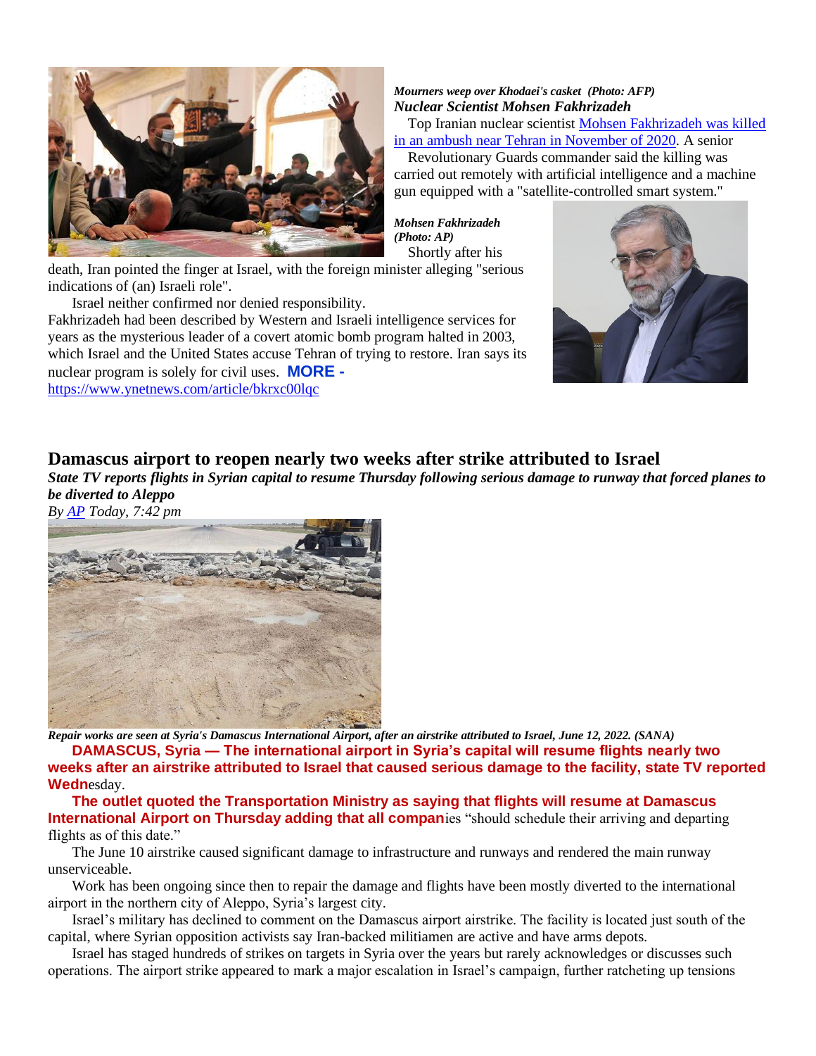*Mourners weep over Khodaei's casket (Photo: AFP)*

***Nuclear Scientist Mohsen Fakhrizadeh***

Top Iranian nuclear scientist Mohsen Fakhrizadeh was killed in an ambush near Tehran in November of 2020. A senior Revolutionary Guards commander said the killing was carried out remotely with artificial intelligence and a machine gun equipped with a "satellite-controlled smart system."

*Mohsen Fakhrizadeh (Photo: AP)*

Shortly after his death, Iran pointed the finger at Israel, with the foreign minister alleging "serious indications of (an) Israeli role".

Israel neither confirmed nor denied responsibility.

Fakhrizadeh had been described by Western and Israeli intelligence services for years as the mysterious leader of a covert atomic bomb program halted in 2003, which Israel and the United States accuse Tehran of trying to restore. Iran says its nuclear program is solely for civil uses. **MORE -** https://www.ynetnews.com/article/bkrxc00lqc

## Damascus airport to reopen nearly two weeks after strike attributed to Israel

***State TV reports flights in Syrian capital to resume Thursday following serious damage to runway that forced planes to be diverted to Aleppo***

*By AP Today, 7:42 pm*

*Repair works are seen at Syria's Damascus International Airport, after an airstrike attributed to Israel, June 12, 2022. (SANA)*

**DAMASCUS, Syria — The international airport in Syria's capital will resume flights nearly two weeks after an airstrike attributed to Israel that caused serious damage to the facility, state TV reported Wedn**esday.

**The outlet quoted the Transportation Ministry as saying that flights will resume at Damascus International Airport on Thursday adding that all compan**ies "should schedule their arriving and departing flights as of this date."

The June 10 airstrike caused significant damage to infrastructure and runways and rendered the main runway unserviceable.

Work has been ongoing since then to repair the damage and flights have been mostly diverted to the international airport in the northern city of Aleppo, Syria's largest city.

Israel's military has declined to comment on the Damascus airport airstrike. The facility is located just south of the capital, where Syrian opposition activists say Iran-backed militiamen are active and have arms depots.

Israel has staged hundreds of strikes on targets in Syria over the years but rarely acknowledges or discusses such operations. The airport strike appeared to mark a major escalation in Israel's campaign, further ratcheting up tensions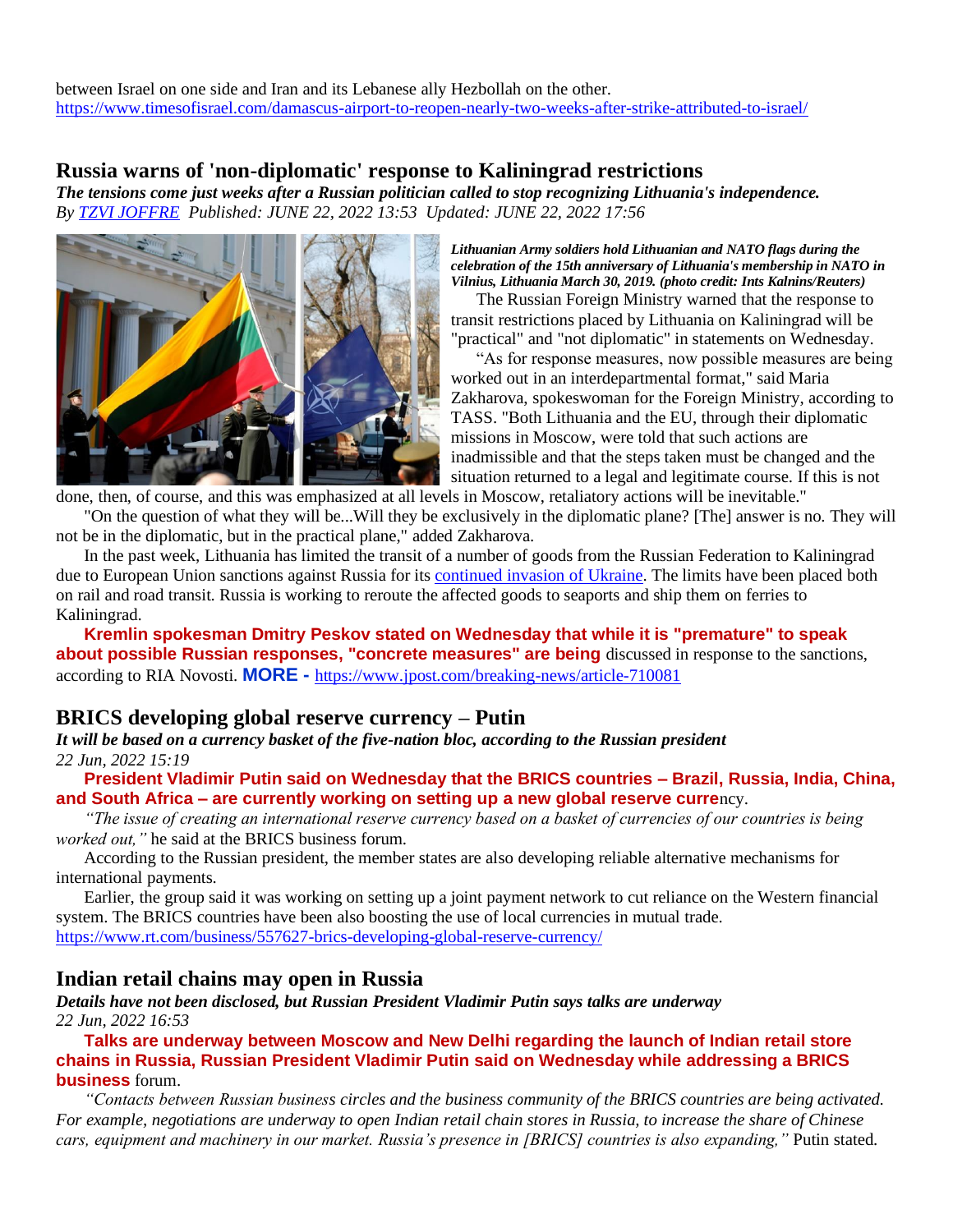between Israel on one side and Iran and its Lebanese ally Hezbollah on the other.
https://www.timesofisrael.com/damascus-airport-to-reopen-nearly-two-weeks-after-strike-attributed-to-israel/

## Russia warns of 'non-diplomatic' response to Kaliningrad restrictions

***The tensions come just weeks after a Russian politician called to stop recognizing Lithuania's independence.***
*By TZVI JOFFRE Published: JUNE 22, 2022 13:53 Updated: JUNE 22, 2022 17:56*

***Lithuanian Army soldiers hold Lithuanian and NATO flags during the celebration of the 15th anniversary of Lithuania's membership in NATO in Vilnius, Lithuania March 30, 2019. (photo credit: Ints Kalnins/Reuters)***

The Russian Foreign Ministry warned that the response to transit restrictions placed by Lithuania on Kaliningrad will be "practical" and "not diplomatic" in statements on Wednesday.

"As for response measures, now possible measures are being worked out in an interdepartmental format," said Maria Zakharova, spokeswoman for the Foreign Ministry, according to TASS. "Both Lithuania and the EU, through their diplomatic missions in Moscow, were told that such actions are inadmissible and that the steps taken must be changed and the situation returned to a legal and legitimate course. If this is not done, then, of course, and this was emphasized at all levels in Moscow, retaliatory actions will be inevitable."

"On the question of what they will be...Will they be exclusively in the diplomatic plane? [The] answer is no. They will not be in the diplomatic, but in the practical plane," added Zakharova.

In the past week, Lithuania has limited the transit of a number of goods from the Russian Federation to Kaliningrad due to European Union sanctions against Russia for its continued invasion of Ukraine. The limits have been placed both on rail and road transit. Russia is working to reroute the affected goods to seaports and ship them on ferries to Kaliningrad.

**Kremlin spokesman Dmitry Peskov stated on Wednesday that while it is "premature" to speak about possible Russian responses, "concrete measures" are being** discussed in response to the sanctions, according to RIA Novosti. **MORE -** https://www.jpost.com/breaking-news/article-710081

## BRICS developing global reserve currency – Putin

***It will be based on a currency basket of the five-nation bloc, according to the Russian president***
*22 Jun, 2022 15:19*

**President Vladimir Putin said on Wednesday that the BRICS countries – Brazil, Russia, India, China, and South Africa – are currently working on setting up a new global reserve curre**ncy.

*"The issue of creating an international reserve currency based on a basket of currencies of our countries is being worked out,"* he said at the BRICS business forum.

According to the Russian president, the member states are also developing reliable alternative mechanisms for international payments.

Earlier, the group said it was working on setting up a joint payment network to cut reliance on the Western financial system. The BRICS countries have been also boosting the use of local currencies in mutual trade.
https://www.rt.com/business/557627-brics-developing-global-reserve-currency/

## Indian retail chains may open in Russia

***Details have not been disclosed, but Russian President Vladimir Putin says talks are underway***
*22 Jun, 2022 16:53*

**Talks are underway between Moscow and New Delhi regarding the launch of Indian retail store chains in Russia, Russian President Vladimir Putin said on Wednesday while addressing a BRICS business** forum.

*"Contacts between Russian business circles and the business community of the BRICS countries are being activated. For example, negotiations are underway to open Indian retail chain stores in Russia, to increase the share of Chinese cars, equipment and machinery in our market. Russia's presence in [BRICS] countries is also expanding,"* Putin stated.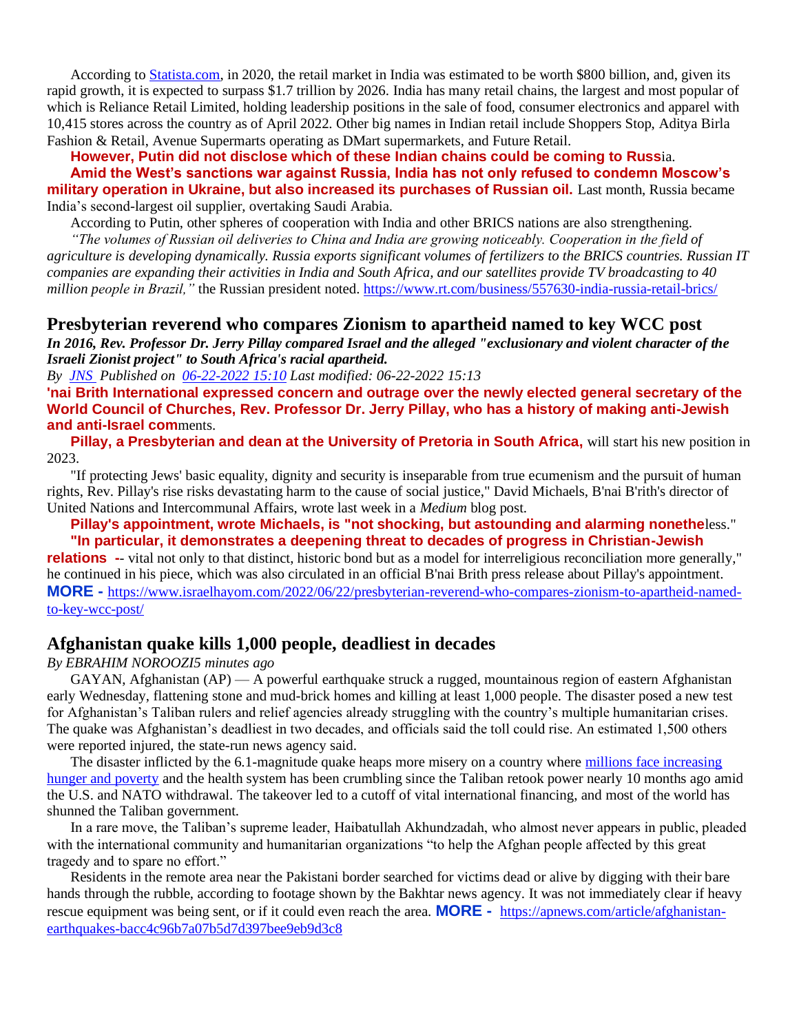According to [Statista.com](Statista.com), in 2020, the retail market in India was estimated to be worth $800 billion, and, given its rapid growth, it is expected to surpass $1.7 trillion by 2026. India has many retail chains, the largest and most popular of which is Reliance Retail Limited, holding leadership positions in the sale of food, consumer electronics and apparel with 10,415 stores across the country as of April 2022. Other big names in Indian retail include Shoppers Stop, Aditya Birla Fashion & Retail, Avenue Supermarts operating as DMart supermarkets, and Future Retail.

**However, Putin did not disclose which of these Indian chains could be coming to Russ**ia.

**Amid the West's sanctions war against Russia, India has not only refused to condemn Moscow's military operation in Ukraine, but also increased its purchases of Russian oil.** Last month, Russia became India's second-largest oil supplier, overtaking Saudi Arabia.

According to Putin, other spheres of cooperation with India and other BRICS nations are also strengthening.

*"The volumes of Russian oil deliveries to China and India are growing noticeably. Cooperation in the field of agriculture is developing dynamically. Russia exports significant volumes of fertilizers to the BRICS countries. Russian IT companies are expanding their activities in India and South Africa, and our satellites provide TV broadcasting to 40 million people in Brazil,"* the Russian president noted. https://www.rt.com/business/557630-india-russia-retail-brics/

## Presbyterian reverend who compares Zionism to apartheid named to key WCC post

***In 2016, Rev. Professor Dr. Jerry Pillay compared Israel and the alleged "exclusionary and violent character of the Israeli Zionist project" to South Africa's racial apartheid.***

*By JNS Published on 06-22-2022 15:10 Last modified: 06-22-2022 15:13*

**'nai Brith International expressed concern and outrage over the newly elected general secretary of the World Council of Churches, Rev. Professor Dr. Jerry Pillay, who has a history of making anti-Jewish and anti-Israel com**ments.

**Pillay, a Presbyterian and dean at the University of Pretoria in South Africa,** will start his new position in 2023.

"If protecting Jews' basic equality, dignity and security is inseparable from true ecumenism and the pursuit of human rights, Rev. Pillay's rise risks devastating harm to the cause of social justice," David Michaels, B'nai B'rith's director of United Nations and Intercommunal Affairs, wrote last week in a *Medium* blog post.

**Pillay's appointment, wrote Michaels, is "not shocking, but astounding and alarming nonethe**less."

**"In particular, it demonstrates a deepening threat to decades of progress in Christian-Jewish relations -**- vital not only to that distinct, historic bond but as a model for interreligious reconciliation more generally," he continued in his piece, which was also circulated in an official B'nai Brith press release about Pillay's appointment. **MORE -** https://www.israelhayom.com/2022/06/22/presbyterian-reverend-who-compares-zionism-to-apartheid-named-to-key-wcc-post/

## Afghanistan quake kills 1,000 people, deadliest in decades

*By EBRAHIM NOROOZI5 minutes ago*

GAYAN, Afghanistan (AP) — A powerful earthquake struck a rugged, mountainous region of eastern Afghanistan early Wednesday, flattening stone and mud-brick homes and killing at least 1,000 people. The disaster posed a new test for Afghanistan's Taliban rulers and relief agencies already struggling with the country's multiple humanitarian crises. The quake was Afghanistan's deadliest in two decades, and officials said the toll could rise. An estimated 1,500 others were reported injured, the state-run news agency said.

The disaster inflicted by the 6.1-magnitude quake heaps more misery on a country where millions face increasing hunger and poverty and the health system has been crumbling since the Taliban retook power nearly 10 months ago amid the U.S. and NATO withdrawal. The takeover led to a cutoff of vital international financing, and most of the world has shunned the Taliban government.

In a rare move, the Taliban's supreme leader, Haibatullah Akhundzadah, who almost never appears in public, pleaded with the international community and humanitarian organizations "to help the Afghan people affected by this great tragedy and to spare no effort."

Residents in the remote area near the Pakistani border searched for victims dead or alive by digging with their bare hands through the rubble, according to footage shown by the Bakhtar news agency. It was not immediately clear if heavy rescue equipment was being sent, or if it could even reach the area. **MORE -** https://apnews.com/article/afghanistan-earthquakes-bacc4c96b7a07b5d7d397bee9eb9d3c8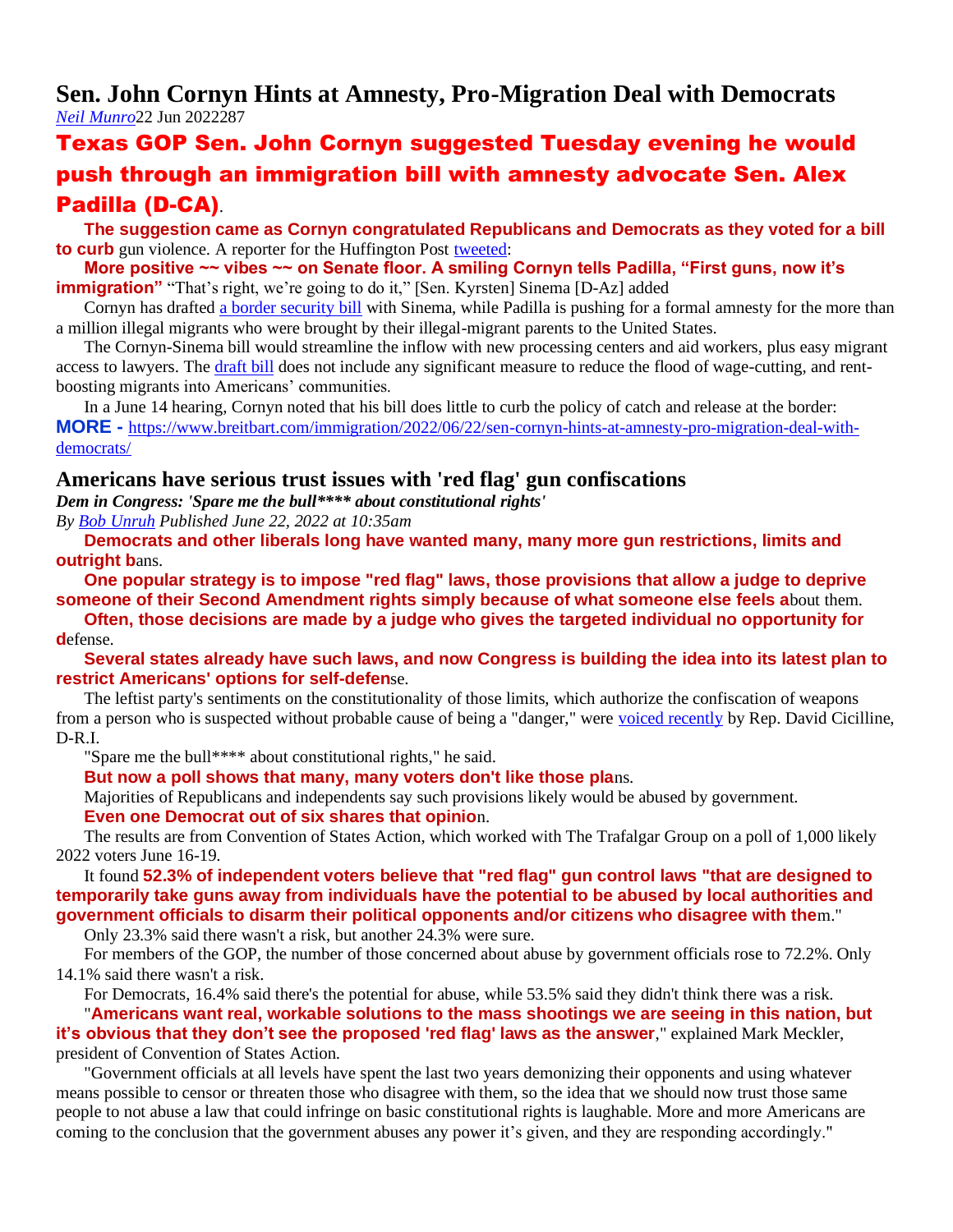# Sen. John Cornyn Hints at Amnesty, Pro-Migration Deal with Democrats

*Neil Munro*22 Jun 2022287

## Texas GOP Sen. John Cornyn suggested Tuesday evening he would push through an immigration bill with amnesty advocate Sen. Alex Padilla (D-CA).

**The suggestion came as Cornyn congratulated Republicans and Democrats as they voted for a bill to curb** gun violence. A reporter for the Huffington Post tweeted:

**More positive ~~ vibes ~~ on Senate floor. A smiling Cornyn tells Padilla, "First guns, now it's immigration"** "That's right, we're going to do it," [Sen. Kyrsten] Sinema [D-Az] added

Cornyn has drafted a border security bill with Sinema, while Padilla is pushing for a formal amnesty for the more than a million illegal migrants who were brought by their illegal-migrant parents to the United States.

The Cornyn-Sinema bill would streamline the inflow with new processing centers and aid workers, plus easy migrant access to lawyers. The draft bill does not include any significant measure to reduce the flood of wage-cutting, and rent-boosting migrants into Americans' communities.

In a June 14 hearing, Cornyn noted that his bill does little to curb the policy of catch and release at the border:

**MORE -** https://www.breitbart.com/immigration/2022/06/22/sen-cornyn-hints-at-amnesty-pro-migration-deal-with-democrats/

# Americans have serious trust issues with 'red flag' gun confiscations

***Dem in Congress: 'Spare me the bull**** about constitutional rights'***

*By Bob Unruh Published June 22, 2022 at 10:35am*

**Democrats and other liberals long have wanted many, many more gun restrictions, limits and outright b**ans.

**One popular strategy is to impose "red flag" laws, those provisions that allow a judge to deprive someone of their Second Amendment rights simply because of what someone else feels a**bout them.

**Often, those decisions are made by a judge who gives the targeted individual no opportunity for d**efense.

**Several states already have such laws, and now Congress is building the idea into its latest plan to restrict Americans' options for self-defen**se.

The leftist party's sentiments on the constitutionality of those limits, which authorize the confiscation of weapons from a person who is suspected without probable cause of being a "danger," were voiced recently by Rep. David Cicilline, D-R.I.

"Spare me the bull**** about constitutional rights," he said.

**But now a poll shows that many, many voters don't like those pla**ns.

Majorities of Republicans and independents say such provisions likely would be abused by government.

**Even one Democrat out of six shares that opinio**n.

The results are from Convention of States Action, which worked with The Trafalgar Group on a poll of 1,000 likely 2022 voters June 16-19.

It found **52.3% of independent voters believe that "red flag" gun control laws "that are designed to temporarily take guns away from individuals have the potential to be abused by local authorities and government officials to disarm their political opponents and/or citizens who disagree with the**m."

Only 23.3% said there wasn't a risk, but another 24.3% were sure.

For members of the GOP, the number of those concerned about abuse by government officials rose to 72.2%. Only 14.1% said there wasn't a risk.

For Democrats, 16.4% said there's the potential for abuse, while 53.5% said they didn't think there was a risk.

"**Americans want real, workable solutions to the mass shootings we are seeing in this nation, but it's obvious that they don't see the proposed 'red flag' laws as the answer**," explained Mark Meckler, president of Convention of States Action.

"Government officials at all levels have spent the last two years demonizing their opponents and using whatever means possible to censor or threaten those who disagree with them, so the idea that we should now trust those same people to not abuse a law that could infringe on basic constitutional rights is laughable. More and more Americans are coming to the conclusion that the government abuses any power it's given, and they are responding accordingly."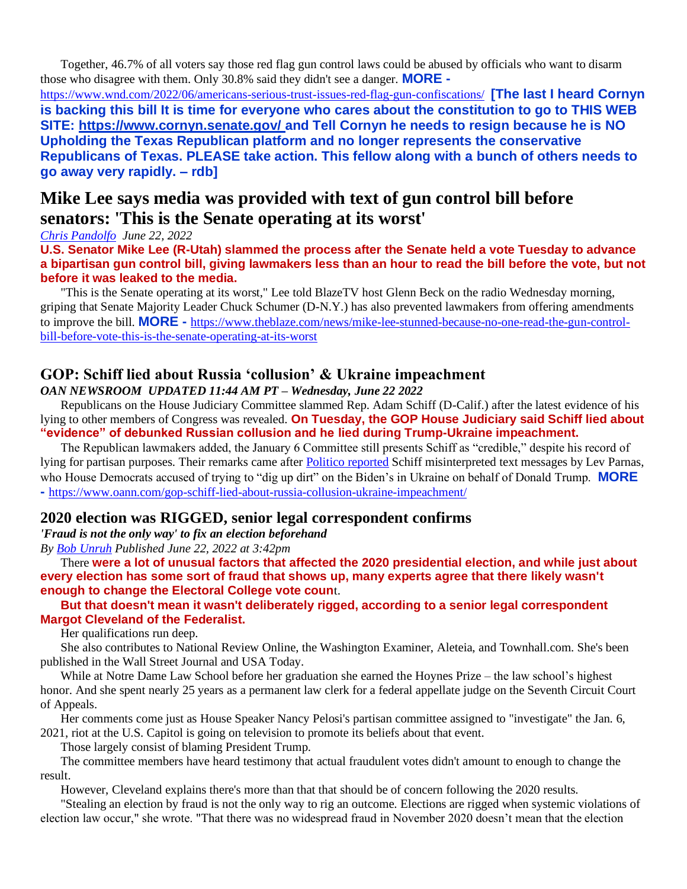Together, 46.7% of all voters say those red flag gun control laws could be abused by officials who want to disarm those who disagree with them. Only 30.8% said they didn't see a danger. **MORE -** https://www.wnd.com/2022/06/americans-serious-trust-issues-red-flag-gun-confiscations/ **[The last I heard Cornyn is backing this bill It is time for everyone who cares about the constitution to go to THIS WEB SITE: https://www.cornyn.senate.gov/ and Tell Cornyn he needs to resign because he is NO Upholding the Texas Republican platform and no longer represents the conservative Republicans of Texas. PLEASE take action. This fellow along with a bunch of others needs to go away very rapidly. – rdb]**

# Mike Lee says media was provided with text of gun control bill before senators: 'This is the Senate operating at its worst'

*Chris Pandolfo June 22, 2022*

**U.S. Senator Mike Lee (R-Utah) slammed the process after the Senate held a vote Tuesday to advance a bipartisan gun control bill, giving lawmakers less than an hour to read the bill before the vote, but not before it was leaked to the media.**

"This is the Senate operating at its worst," Lee told BlazeTV host Glenn Beck on the radio Wednesday morning, griping that Senate Majority Leader Chuck Schumer (D-N.Y.) has also prevented lawmakers from offering amendments to improve the bill. **MORE -** https://www.theblaze.com/news/mike-lee-stunned-because-no-one-read-the-gun-control-bill-before-vote-this-is-the-senate-operating-at-its-worst

## GOP: Schiff lied about Russia 'collusion' & Ukraine impeachment

***OAN NEWSROOM UPDATED 11:44 AM PT – Wednesday, June 22 2022***

Republicans on the House Judiciary Committee slammed Rep. Adam Schiff (D-Calif.) after the latest evidence of his lying to other members of Congress was revealed. **On Tuesday, the GOP House Judiciary said Schiff lied about "evidence" of debunked Russian collusion and he lied during Trump-Ukraine impeachment.**

The Republican lawmakers added, the January 6 Committee still presents Schiff as "credible," despite his record of lying for partisan purposes. Their remarks came after Politico reported Schiff misinterpreted text messages by Lev Parnas, who House Democrats accused of trying to "dig up dirt" on the Biden's in Ukraine on behalf of Donald Trump. **MORE -** https://www.oann.com/gop-schiff-lied-about-russia-collusion-ukraine-impeachment/

## 2020 election was RIGGED, senior legal correspondent confirms

***'Fraud is not the only way' to fix an election beforehand***

*By Bob Unruh Published June 22, 2022 at 3:42pm*

There **were a lot of unusual factors that affected the 2020 presidential election, and while just about every election has some sort of fraud that shows up, many experts agree that there likely wasn't enough to change the Electoral College vote coun**t.

**But that doesn't mean it wasn't deliberately rigged, according to a senior legal correspondent Margot Cleveland of the Federalist.**

Her qualifications run deep.

She also contributes to National Review Online, the Washington Examiner, Aleteia, and Townhall.com. She's been published in the Wall Street Journal and USA Today.

While at Notre Dame Law School before her graduation she earned the Hoynes Prize – the law school's highest honor. And she spent nearly 25 years as a permanent law clerk for a federal appellate judge on the Seventh Circuit Court of Appeals.

Her comments come just as House Speaker Nancy Pelosi's partisan committee assigned to "investigate" the Jan. 6, 2021, riot at the U.S. Capitol is going on television to promote its beliefs about that event.

Those largely consist of blaming President Trump.

The committee members have heard testimony that actual fraudulent votes didn't amount to enough to change the result.

However, Cleveland explains there's more than that that should be of concern following the 2020 results.

"Stealing an election by fraud is not the only way to rig an outcome. Elections are rigged when systemic violations of election law occur," she wrote. "That there was no widespread fraud in November 2020 doesn't mean that the election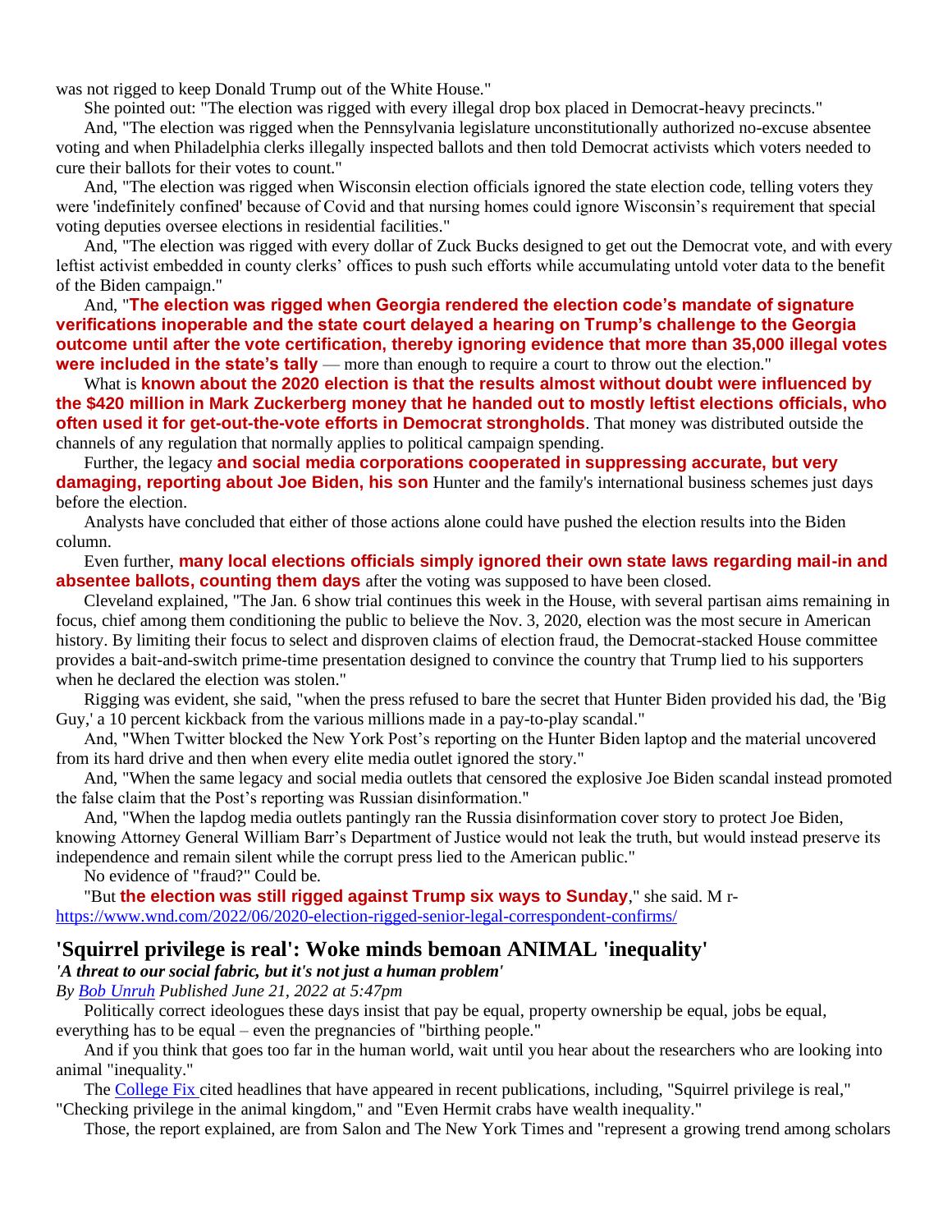was not rigged to keep Donald Trump out of the White House."

She pointed out: "The election was rigged with every illegal drop box placed in Democrat-heavy precincts."

And, "The election was rigged when the Pennsylvania legislature unconstitutionally authorized no-excuse absentee voting and when Philadelphia clerks illegally inspected ballots and then told Democrat activists which voters needed to cure their ballots for their votes to count."

And, "The election was rigged when Wisconsin election officials ignored the state election code, telling voters they were 'indefinitely confined' because of Covid and that nursing homes could ignore Wisconsin's requirement that special voting deputies oversee elections in residential facilities."

And, "The election was rigged with every dollar of Zuck Bucks designed to get out the Democrat vote, and with every leftist activist embedded in county clerks' offices to push such efforts while accumulating untold voter data to the benefit of the Biden campaign."

And, "**The election was rigged when Georgia rendered the election code's mandate of signature verifications inoperable and the state court delayed a hearing on Trump's challenge to the Georgia outcome until after the vote certification, thereby ignoring evidence that more than 35,000 illegal votes were included in the state's tally** — more than enough to require a court to throw out the election."

What is **known about the 2020 election is that the results almost without doubt were influenced by the $420 million in Mark Zuckerberg money that he handed out to mostly leftist elections officials, who often used it for get-out-the-vote efforts in Democrat strongholds**. That money was distributed outside the channels of any regulation that normally applies to political campaign spending.

Further, the legacy **and social media corporations cooperated in suppressing accurate, but very damaging, reporting about Joe Biden, his son** Hunter and the family's international business schemes just days before the election.

Analysts have concluded that either of those actions alone could have pushed the election results into the Biden column.

Even further, **many local elections officials simply ignored their own state laws regarding mail-in and absentee ballots, counting them days** after the voting was supposed to have been closed.

Cleveland explained, "The Jan. 6 show trial continues this week in the House, with several partisan aims remaining in focus, chief among them conditioning the public to believe the Nov. 3, 2020, election was the most secure in American history. By limiting their focus to select and disproven claims of election fraud, the Democrat-stacked House committee provides a bait-and-switch prime-time presentation designed to convince the country that Trump lied to his supporters when he declared the election was stolen."

Rigging was evident, she said, "when the press refused to bare the secret that Hunter Biden provided his dad, the 'Big Guy,' a 10 percent kickback from the various millions made in a pay-to-play scandal."

And, "When Twitter blocked the New York Post's reporting on the Hunter Biden laptop and the material uncovered from its hard drive and then when every elite media outlet ignored the story."

And, "When the same legacy and social media outlets that censored the explosive Joe Biden scandal instead promoted the false claim that the Post's reporting was Russian disinformation."

And, "When the lapdog media outlets pantingly ran the Russia disinformation cover story to protect Joe Biden, knowing Attorney General William Barr's Department of Justice would not leak the truth, but would instead preserve its independence and remain silent while the corrupt press lied to the American public."

No evidence of "fraud?" Could be.

"But **the election was still rigged against Trump six ways to Sunday**," she said. M r-
https://www.wnd.com/2022/06/2020-election-rigged-senior-legal-correspondent-confirms/

## 'Squirrel privilege is real': Woke minds bemoan ANIMAL 'inequality'

***'A threat to our social fabric, but it's not just a human problem'***

*By Bob Unruh Published June 21, 2022 at 5:47pm*

Politically correct ideologues these days insist that pay be equal, property ownership be equal, jobs be equal, everything has to be equal – even the pregnancies of "birthing people."

And if you think that goes too far in the human world, wait until you hear about the researchers who are looking into animal "inequality."

The College Fix cited headlines that have appeared in recent publications, including, "Squirrel privilege is real," "Checking privilege in the animal kingdom," and "Even Hermit crabs have wealth inequality."

Those, the report explained, are from Salon and The New York Times and "represent a growing trend among scholars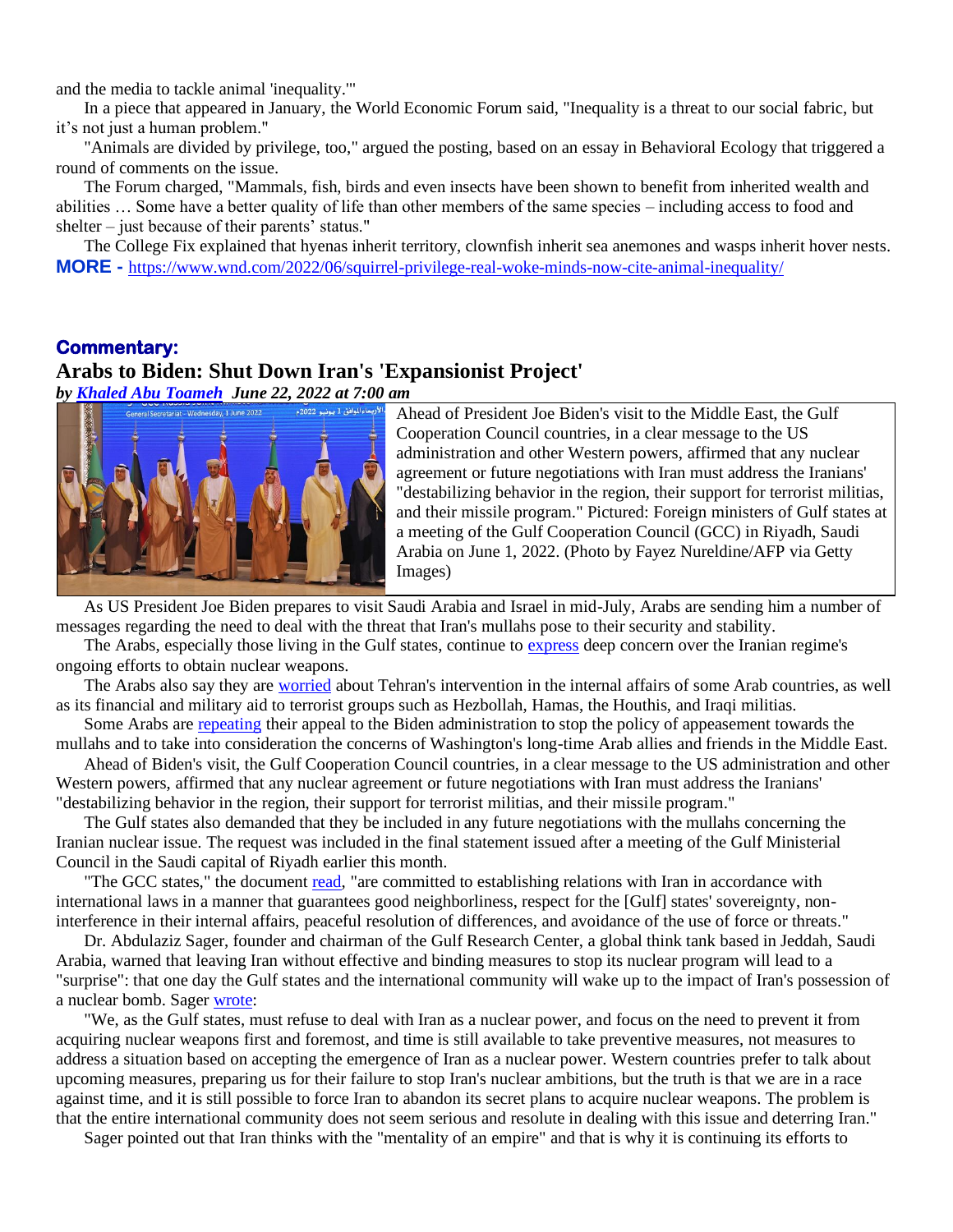and the media to tackle animal 'inequality.'"

In a piece that appeared in January, the World Economic Forum said, "Inequality is a threat to our social fabric, but it's not just a human problem."

"Animals are divided by privilege, too," argued the posting, based on an essay in Behavioral Ecology that triggered a round of comments on the issue.

The Forum charged, "Mammals, fish, birds and even insects have been shown to benefit from inherited wealth and abilities … Some have a better quality of life than other members of the same species – including access to food and shelter – just because of their parents' status."

The College Fix explained that hyenas inherit territory, clownfish inherit sea anemones and wasps inherit hover nests.

**MORE -** https://www.wnd.com/2022/06/squirrel-privilege-real-woke-minds-now-cite-animal-inequality/

**Commentary:**

## Arabs to Biden: Shut Down Iran's 'Expansionist Project'

***by Khaled Abu Toameh June 22, 2022 at 7:00 am***

Ahead of President Joe Biden's visit to the Middle East, the Gulf Cooperation Council countries, in a clear message to the US administration and other Western powers, affirmed that any nuclear agreement or future negotiations with Iran must address the Iranians' "destabilizing behavior in the region, their support for terrorist militias, and their missile program." Pictured: Foreign ministers of Gulf states at a meeting of the Gulf Cooperation Council (GCC) in Riyadh, Saudi Arabia on June 1, 2022. (Photo by Fayez Nureldine/AFP via Getty Images)

As US President Joe Biden prepares to visit Saudi Arabia and Israel in mid-July, Arabs are sending him a number of messages regarding the need to deal with the threat that Iran's mullahs pose to their security and stability.

The Arabs, especially those living in the Gulf states, continue to express deep concern over the Iranian regime's ongoing efforts to obtain nuclear weapons.

The Arabs also say they are worried about Tehran's intervention in the internal affairs of some Arab countries, as well as its financial and military aid to terrorist groups such as Hezbollah, Hamas, the Houthis, and Iraqi militias.

Some Arabs are repeating their appeal to the Biden administration to stop the policy of appeasement towards the mullahs and to take into consideration the concerns of Washington's long-time Arab allies and friends in the Middle East.

Ahead of Biden's visit, the Gulf Cooperation Council countries, in a clear message to the US administration and other Western powers, affirmed that any nuclear agreement or future negotiations with Iran must address the Iranians' "destabilizing behavior in the region, their support for terrorist militias, and their missile program."

The Gulf states also demanded that they be included in any future negotiations with the mullahs concerning the Iranian nuclear issue. The request was included in the final statement issued after a meeting of the Gulf Ministerial Council in the Saudi capital of Riyadh earlier this month.

"The GCC states," the document read, "are committed to establishing relations with Iran in accordance with international laws in a manner that guarantees good neighborliness, respect for the [Gulf] states' sovereignty, non-interference in their internal affairs, peaceful resolution of differences, and avoidance of the use of force or threats."

Dr. Abdulaziz Sager, founder and chairman of the Gulf Research Center, a global think tank based in Jeddah, Saudi Arabia, warned that leaving Iran without effective and binding measures to stop its nuclear program will lead to a "surprise": that one day the Gulf states and the international community will wake up to the impact of Iran's possession of a nuclear bomb. Sager wrote:

"We, as the Gulf states, must refuse to deal with Iran as a nuclear power, and focus on the need to prevent it from acquiring nuclear weapons first and foremost, and time is still available to take preventive measures, not measures to address a situation based on accepting the emergence of Iran as a nuclear power. Western countries prefer to talk about upcoming measures, preparing us for their failure to stop Iran's nuclear ambitions, but the truth is that we are in a race against time, and it is still possible to force Iran to abandon its secret plans to acquire nuclear weapons. The problem is that the entire international community does not seem serious and resolute in dealing with this issue and deterring Iran."

Sager pointed out that Iran thinks with the "mentality of an empire" and that is why it is continuing its efforts to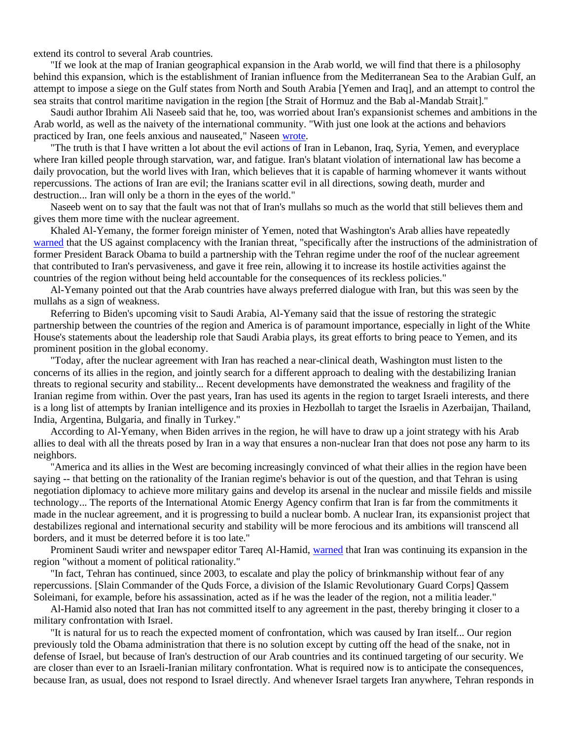extend its control to several Arab countries.

"If we look at the map of Iranian geographical expansion in the Arab world, we will find that there is a philosophy behind this expansion, which is the establishment of Iranian influence from the Mediterranean Sea to the Arabian Gulf, an attempt to impose a siege on the Gulf states from North and South Arabia [Yemen and Iraq], and an attempt to control the sea straits that control maritime navigation in the region [the Strait of Hormuz and the Bab al-Mandab Strait]."

Saudi author Ibrahim Ali Naseeb said that he, too, was worried about Iran's expansionist schemes and ambitions in the Arab world, as well as the naivety of the international community. "With just one look at the actions and behaviors practiced by Iran, one feels anxious and nauseated," Naseen wrote.

"The truth is that I have written a lot about the evil actions of Iran in Lebanon, Iraq, Syria, Yemen, and everyplace where Iran killed people through starvation, war, and fatigue. Iran's blatant violation of international law has become a daily provocation, but the world lives with Iran, which believes that it is capable of harming whomever it wants without repercussions. The actions of Iran are evil; the Iranians scatter evil in all directions, sowing death, murder and destruction... Iran will only be a thorn in the eyes of the world."

Naseeb went on to say that the fault was not that of Iran's mullahs so much as the world that still believes them and gives them more time with the nuclear agreement.

Khaled Al-Yemany, the former foreign minister of Yemen, noted that Washington's Arab allies have repeatedly warned that the US against complacency with the Iranian threat, "specifically after the instructions of the administration of former President Barack Obama to build a partnership with the Tehran regime under the roof of the nuclear agreement that contributed to Iran's pervasiveness, and gave it free rein, allowing it to increase its hostile activities against the countries of the region without being held accountable for the consequences of its reckless policies."

Al-Yemany pointed out that the Arab countries have always preferred dialogue with Iran, but this was seen by the mullahs as a sign of weakness.

Referring to Biden's upcoming visit to Saudi Arabia, Al-Yemany said that the issue of restoring the strategic partnership between the countries of the region and America is of paramount importance, especially in light of the White House's statements about the leadership role that Saudi Arabia plays, its great efforts to bring peace to Yemen, and its prominent position in the global economy.

"Today, after the nuclear agreement with Iran has reached a near-clinical death, Washington must listen to the concerns of its allies in the region, and jointly search for a different approach to dealing with the destabilizing Iranian threats to regional security and stability... Recent developments have demonstrated the weakness and fragility of the Iranian regime from within. Over the past years, Iran has used its agents in the region to target Israeli interests, and there is a long list of attempts by Iranian intelligence and its proxies in Hezbollah to target the Israelis in Azerbaijan, Thailand, India, Argentina, Bulgaria, and finally in Turkey."

According to Al-Yemany, when Biden arrives in the region, he will have to draw up a joint strategy with his Arab allies to deal with all the threats posed by Iran in a way that ensures a non-nuclear Iran that does not pose any harm to its neighbors.

"America and its allies in the West are becoming increasingly convinced of what their allies in the region have been saying -- that betting on the rationality of the Iranian regime's behavior is out of the question, and that Tehran is using negotiation diplomacy to achieve more military gains and develop its arsenal in the nuclear and missile fields and missile technology... The reports of the International Atomic Energy Agency confirm that Iran is far from the commitments it made in the nuclear agreement, and it is progressing to build a nuclear bomb. A nuclear Iran, its expansionist project that destabilizes regional and international security and stability will be more ferocious and its ambitions will transcend all borders, and it must be deterred before it is too late."

Prominent Saudi writer and newspaper editor Tareq Al-Hamid, warned that Iran was continuing its expansion in the region "without a moment of political rationality."

"In fact, Tehran has continued, since 2003, to escalate and play the policy of brinkmanship without fear of any repercussions. [Slain Commander of the Quds Force, a division of the Islamic Revolutionary Guard Corps] Qassem Soleimani, for example, before his assassination, acted as if he was the leader of the region, not a militia leader."

Al-Hamid also noted that Iran has not committed itself to any agreement in the past, thereby bringing it closer to a military confrontation with Israel.

"It is natural for us to reach the expected moment of confrontation, which was caused by Iran itself... Our region previously told the Obama administration that there is no solution except by cutting off the head of the snake, not in defense of Israel, but because of Iran's destruction of our Arab countries and its continued targeting of our security. We are closer than ever to an Israeli-Iranian military confrontation. What is required now is to anticipate the consequences, because Iran, as usual, does not respond to Israel directly. And whenever Israel targets Iran anywhere, Tehran responds in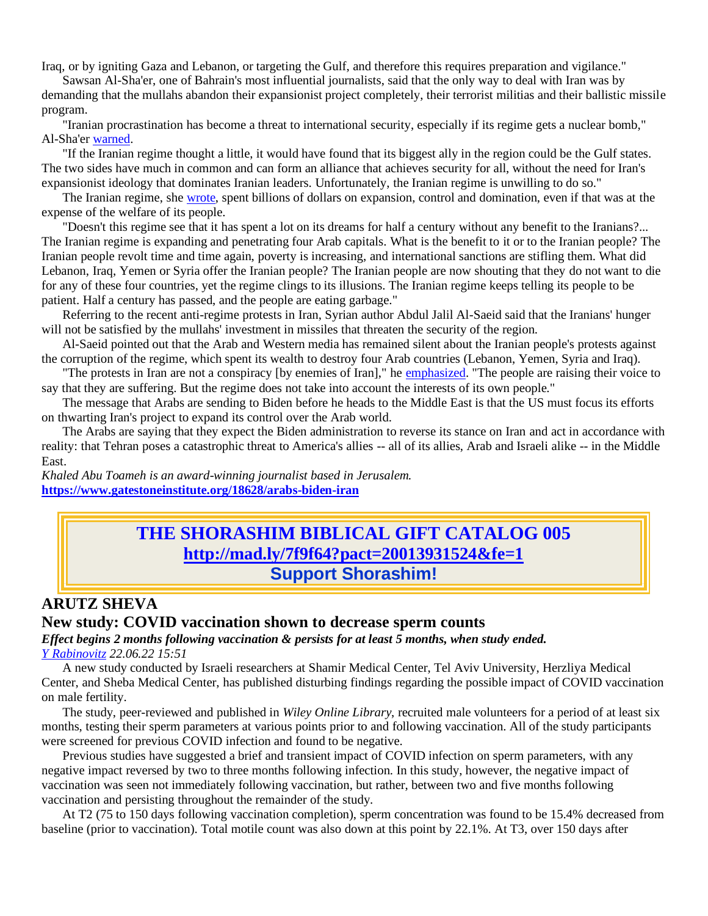Iraq, or by igniting Gaza and Lebanon, or targeting the Gulf, and therefore this requires preparation and vigilance."

Sawsan Al-Sha'er, one of Bahrain's most influential journalists, said that the only way to deal with Iran was by demanding that the mullahs abandon their expansionist project completely, their terrorist militias and their ballistic missile program.

"Iranian procrastination has become a threat to international security, especially if its regime gets a nuclear bomb," Al-Sha'er warned.

"If the Iranian regime thought a little, it would have found that its biggest ally in the region could be the Gulf states. The two sides have much in common and can form an alliance that achieves security for all, without the need for Iran's expansionist ideology that dominates Iranian leaders. Unfortunately, the Iranian regime is unwilling to do so."

The Iranian regime, she wrote, spent billions of dollars on expansion, control and domination, even if that was at the expense of the welfare of its people.

"Doesn't this regime see that it has spent a lot on its dreams for half a century without any benefit to the Iranians?... The Iranian regime is expanding and penetrating four Arab capitals. What is the benefit to it or to the Iranian people? The Iranian people revolt time and time again, poverty is increasing, and international sanctions are stifling them. What did Lebanon, Iraq, Yemen or Syria offer the Iranian people? The Iranian people are now shouting that they do not want to die for any of these four countries, yet the regime clings to its illusions. The Iranian regime keeps telling its people to be patient. Half a century has passed, and the people are eating garbage."

Referring to the recent anti-regime protests in Iran, Syrian author Abdul Jalil Al-Saeid said that the Iranians' hunger will not be satisfied by the mullahs' investment in missiles that threaten the security of the region.

Al-Saeid pointed out that the Arab and Western media has remained silent about the Iranian people's protests against the corruption of the regime, which spent its wealth to destroy four Arab countries (Lebanon, Yemen, Syria and Iraq).

"The protests in Iran are not a conspiracy [by enemies of Iran]," he emphasized. "The people are raising their voice to say that they are suffering. But the regime does not take into account the interests of its own people."

The message that Arabs are sending to Biden before he heads to the Middle East is that the US must focus its efforts on thwarting Iran's project to expand its control over the Arab world.

The Arabs are saying that they expect the Biden administration to reverse its stance on Iran and act in accordance with reality: that Tehran poses a catastrophic threat to America's allies -- all of its allies, Arab and Israeli alike -- in the Middle East.

*Khaled Abu Toameh is an award-winning journalist based in Jerusalem.*
**https://www.gatestoneinstitute.org/18628/arabs-biden-iran**

**THE SHORASHIM BIBLICAL GIFT CATALOG 005**
**http://mad.ly/7f9f64?pact=20013931524&fe=1**
**Support Shorashim!**

## ARUTZ SHEVA

## New study: COVID vaccination shown to decrease sperm counts

***Effect begins 2 months following vaccination & persists for at least 5 months, when study ended.***

*Y Rabinovitz 22.06.22 15:51*

A new study conducted by Israeli researchers at Shamir Medical Center, Tel Aviv University, Herzliya Medical Center, and Sheba Medical Center, has published disturbing findings regarding the possible impact of COVID vaccination on male fertility.

The study, peer-reviewed and published in *Wiley Online Library*, recruited male volunteers for a period of at least six months, testing their sperm parameters at various points prior to and following vaccination. All of the study participants were screened for previous COVID infection and found to be negative.

Previous studies have suggested a brief and transient impact of COVID infection on sperm parameters, with any negative impact reversed by two to three months following infection. In this study, however, the negative impact of vaccination was seen not immediately following vaccination, but rather, between two and five months following vaccination and persisting throughout the remainder of the study.

At T2 (75 to 150 days following vaccination completion), sperm concentration was found to be 15.4% decreased from baseline (prior to vaccination). Total motile count was also down at this point by 22.1%. At T3, over 150 days after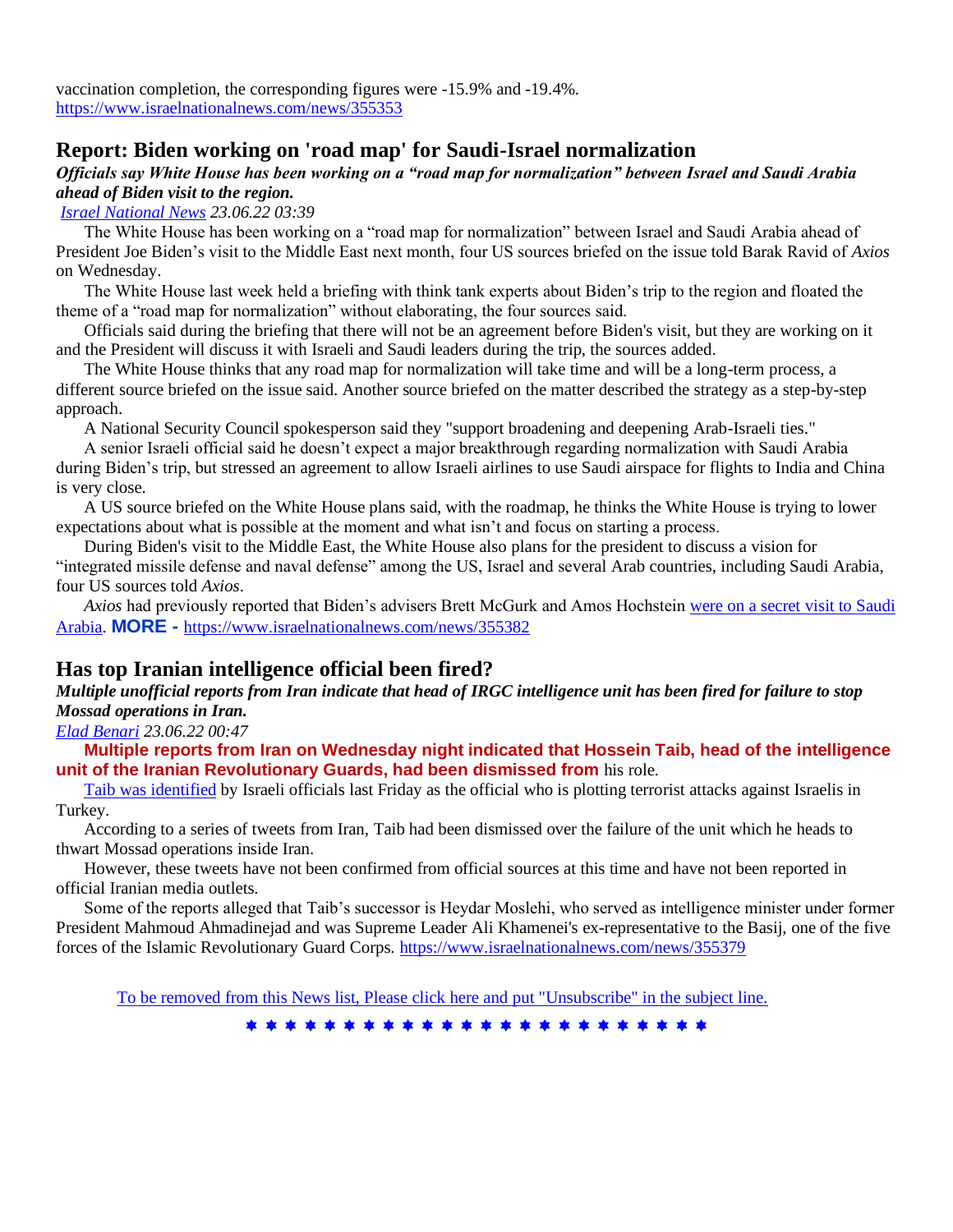vaccination completion, the corresponding figures were -15.9% and -19.4%.
https://www.israelnationalnews.com/news/355353

## Report: Biden working on 'road map' for Saudi-Israel normalization

***Officials say White House has been working on a "road map for normalization" between Israel and Saudi Arabia ahead of Biden visit to the region.***

*Israel National News 23.06.22 03:39*

The White House has been working on a "road map for normalization" between Israel and Saudi Arabia ahead of President Joe Biden's visit to the Middle East next month, four US sources briefed on the issue told Barak Ravid of *Axios* on Wednesday.

The White House last week held a briefing with think tank experts about Biden's trip to the region and floated the theme of a "road map for normalization" without elaborating, the four sources said.

Officials said during the briefing that there will not be an agreement before Biden's visit, but they are working on it and the President will discuss it with Israeli and Saudi leaders during the trip, the sources added.

The White House thinks that any road map for normalization will take time and will be a long-term process, a different source briefed on the issue said. Another source briefed on the matter described the strategy as a step-by-step approach.

A National Security Council spokesperson said they "support broadening and deepening Arab-Israeli ties."

A senior Israeli official said he doesn't expect a major breakthrough regarding normalization with Saudi Arabia during Biden's trip, but stressed an agreement to allow Israeli airlines to use Saudi airspace for flights to India and China is very close.

A US source briefed on the White House plans said, with the roadmap, he thinks the White House is trying to lower expectations about what is possible at the moment and what isn't and focus on starting a process.

During Biden's visit to the Middle East, the White House also plans for the president to discuss a vision for "integrated missile defense and naval defense" among the US, Israel and several Arab countries, including Saudi Arabia, four US sources told *Axios*.

*Axios* had previously reported that Biden's advisers Brett McGurk and Amos Hochstein were on a secret visit to Saudi Arabia. **MORE -** https://www.israelnationalnews.com/news/355382

## Has top Iranian intelligence official been fired?

***Multiple unofficial reports from Iran indicate that head of IRGC intelligence unit has been fired for failure to stop Mossad operations in Iran.***

*Elad Benari 23.06.22 00:47*

**Multiple reports from Iran on Wednesday night indicated that Hossein Taib, head of the intelligence unit of the Iranian Revolutionary Guards, had been dismissed from** his role.

Taib was identified by Israeli officials last Friday as the official who is plotting terrorist attacks against Israelis in Turkey.

According to a series of tweets from Iran, Taib had been dismissed over the failure of the unit which he heads to thwart Mossad operations inside Iran.

However, these tweets have not been confirmed from official sources at this time and have not been reported in official Iranian media outlets.

Some of the reports alleged that Taib's successor is Heydar Moslehi, who served as intelligence minister under former President Mahmoud Ahmadinejad and was Supreme Leader Ali Khamenei's ex-representative to the Basij, one of the five forces of the Islamic Revolutionary Guard Corps. https://www.israelnationalnews.com/news/355379

To be removed from this News list, Please click here and put "Unsubscribe" in the subject line.

✡ ✡ ✡ ✡ ✡ ✡ ✡ ✡ ✡ ✡ ✡ ✡ ✡ ✡ ✡ ✡ ✡ ✡ ✡ ✡ ✡ ✡ ✡ ✡ ✡ ✡ ✡